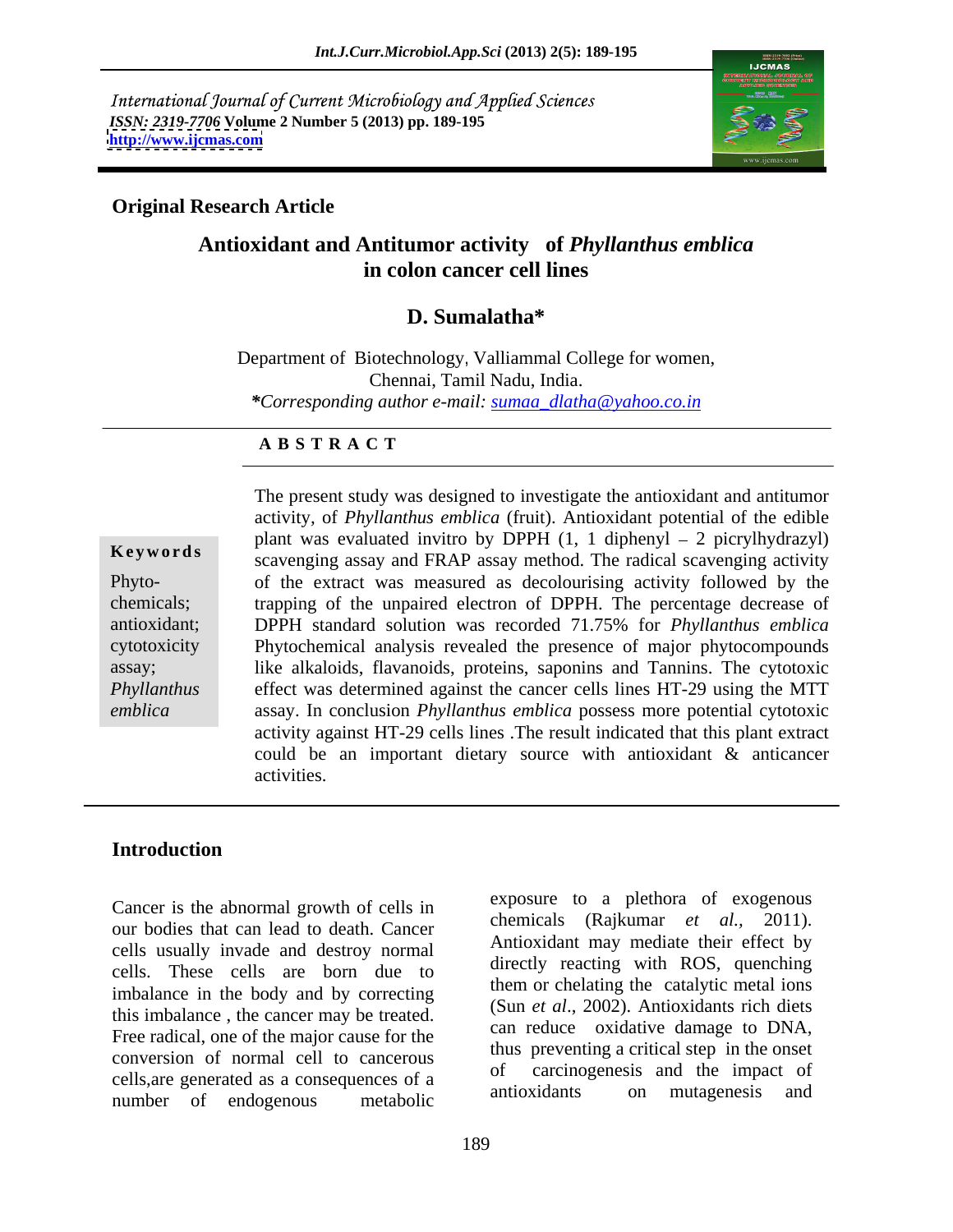International Journal of Current Microbiology and Applied Sciences
*ISSN: 2319-7706* **Volume 2 Number 5 (2013) pp. 189-195**
**http://www.ijcmas.com**

**Original Research Article**

# Antioxidant and Antitumor activity of *Phyllanthus emblica* in colon cancer cell lines

**D. Sumalatha***

Department of Biotechnology, Valliammal College for women, Chennai, Tamil Nadu, India.
***Corresponding author e-mail:** *sumaa_dlatha@yahoo.co.in*

**A B S T R A C T**

**Keywords**

Phyto-chemicals; antioxidant; cytotoxicity assay; *Phyllanthus emblica*

The present study was designed to investigate the antioxidant and antitumor activity, of *Phyllanthus emblica* (fruit). Antioxidant potential of the edible plant was evaluated invitro by DPPH (1, 1 diphenyl – 2 picrylhydrazyl) scavenging assay and FRAP assay method. The radical scavenging activity of the extract was measured as decolourising activity followed by the trapping of the unpaired electron of DPPH. The percentage decrease of DPPH standard solution was recorded 71.75% for *Phyllanthus emblica* Phytochemical analysis revealed the presence of major phytocompounds like alkaloids, flavanoids, proteins, saponins and Tannins. The cytotoxic effect was determined against the cancer cells lines HT-29 using the MTT assay. In conclusion *Phyllanthus emblica* possess more potential cytotoxic activity against HT-29 cells lines .The result indicated that this plant extract could be an important dietary source with antioxidant & anticancer activities.

## Introduction

Cancer is the abnormal growth of cells in our bodies that can lead to death. Cancer cells usually invade and destroy normal cells. These cells are born due to imbalance in the body and by correcting this imbalance , the cancer may be treated. Free radical, one of the major cause for the conversion of normal cell to cancerous cells,are generated as a consequences of a number of endogenous metabolic exposure to a plethora of exogenous chemicals (Rajkumar *et al.*, 2011). Antioxidant may mediate their effect by directly reacting with ROS, quenching them or chelating the catalytic metal ions (Sun *et al.*, 2002). Antioxidants rich diets can reduce oxidative damage to DNA, thus preventing a critical step in the onset of carcinogenesis and the impact of antioxidants on mutagenesis and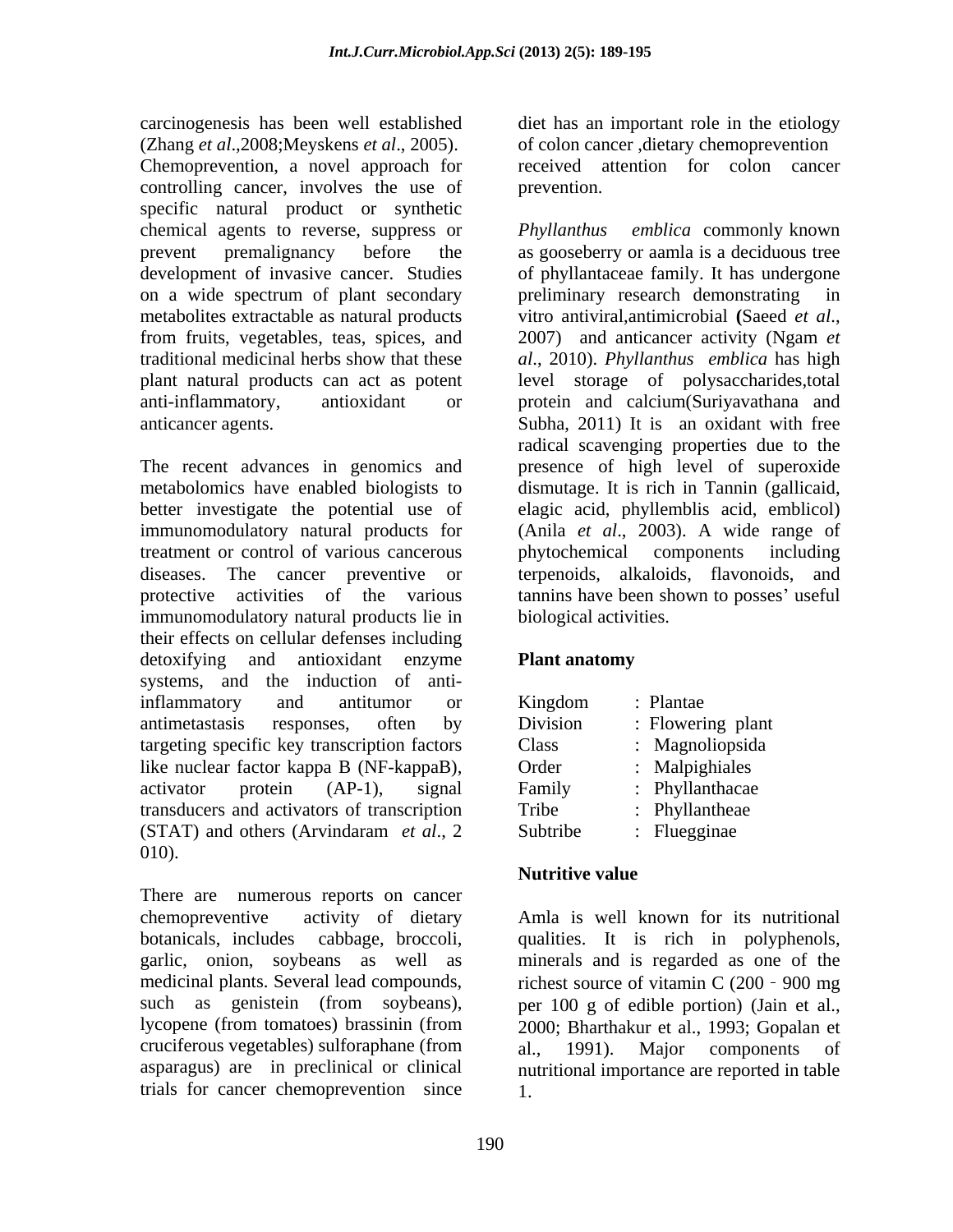carcinogenesis has been well established (Zhang *et al*.,2008;Meyskens *et al*., 2005). Chemoprevention, a novel approach for controlling cancer, involves the use of specific natural product or synthetic chemical agents to reverse, suppress or prevent premalignancy before the development of invasive cancer. Studies on a wide spectrum of plant secondary metabolites extractable as natural products from fruits, vegetables, teas, spices, and traditional medicinal herbs show that these plant natural products can act as potent anti-inflammatory, antioxidant or anticancer agents.

The recent advances in genomics and metabolomics have enabled biologists to better investigate the potential use of immunomodulatory natural products for treatment or control of various cancerous diseases. The cancer preventive or protective activities of the various immunomodulatory natural products lie in their effects on cellular defenses including detoxifying and antioxidant enzyme systems, and the induction of anti-inflammatory and antitumor or antimetastasis responses, often by targeting specific key transcription factors like nuclear factor kappa B (NF-kappaB), activator protein (AP-1), signal transducers and activators of transcription (STAT) and others (Arvindaram *et al*., 2 010).

There are numerous reports on cancer chemopreventive activity of dietary botanicals, includes cabbage, broccoli, garlic, onion, soybeans as well as medicinal plants. Several lead compounds, such as genistein (from soybeans), lycopene (from tomatoes) brassinin (from cruciferous vegetables) sulforaphane (from asparagus) are in preclinical or clinical trials for cancer chemoprevention since diet has an important role in the etiology of colon cancer ,dietary chemoprevention received attention for colon cancer prevention.

*Phyllanthus emblica* commonly known as gooseberry or aamla is a deciduous tree of phyllantaceae family. It has undergone preliminary research demonstrating in vitro antiviral,antimicrobial **(**Saeed *et al*., 2007) and anticancer activity (Ngam *et al*., 2010). *Phyllanthus emblica* has high level storage of polysaccharides,total protein and calcium(Suriyavathana and Subha, 2011) It is an oxidant with free radical scavenging properties due to the presence of high level of superoxide dismutage. It is rich in Tannin (gallicaid, elagic acid, phyllemblis acid, emblicol) (Anila *et al*., 2003). A wide range of phytochemical components including terpenoids, alkaloids, flavonoids, and tannins have been shown to posses' useful biological activities.

**Plant anatomy**

| | |
|---|---|
| Kingdom | : Plantae |
| Division | : Flowering plant |
| Class | : Magnoliopsida |
| Order | : Malpighiales |
| Family | : Phyllanthacae |
| Tribe | : Phyllantheae |
| Subtribe | : Fluegginae |

**Nutritive value**

Amla is well known for its nutritional qualities. It is rich in polyphenols, minerals and is regarded as one of the richest source of vitamin C (200 ‑ 900 mg per 100 g of edible portion) (Jain et al., 2000; Bharthakur et al., 1993; Gopalan et al., 1991). Major components of nutritional importance are reported in table 1.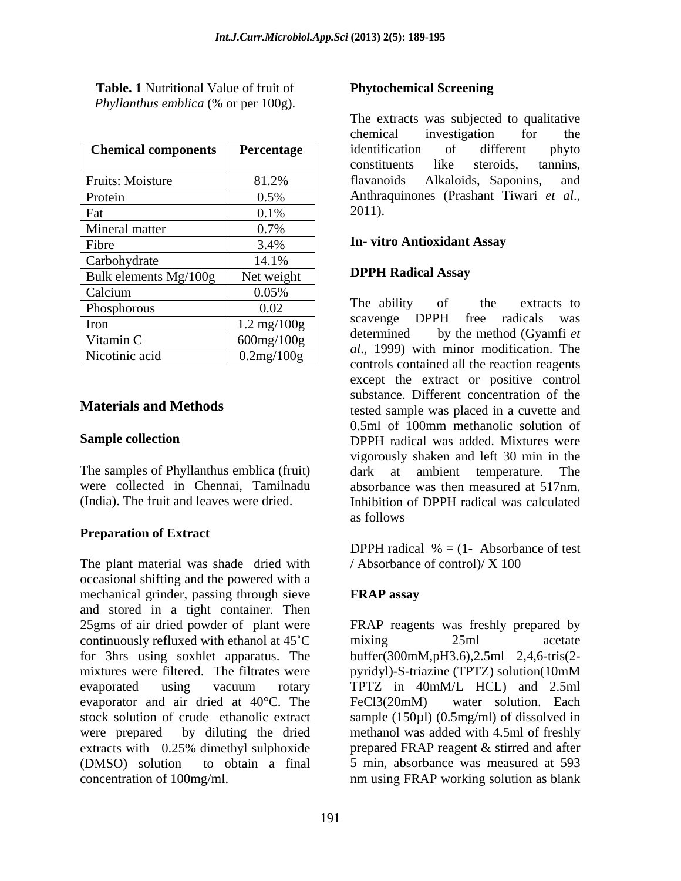**Table. 1** Nutritional Value of fruit of *Phyllanthus emblica* (% or per 100g).

| Chemical components | Percentage |
|---|---|
| Fruits: Moisture | 81.2% |
| Protein | 0.5% |
| Fat | 0.1% |
| Mineral matter | 0.7% |
| Fibre | 3.4% |
| Carbohydrate | 14.1% |
| Bulk elements Mg/100g | Net weight |
| Calcium | 0.05% |
| Phosphorous | 0.02 |
| Iron | 1.2 mg/100g |
| Vitamin C | 600mg/100g |
| Nicotinic acid | 0.2mg/100g |

## Materials and Methods

### Sample collection

The samples of Phyllanthus emblica (fruit) were collected in Chennai, Tamilnadu (India). The fruit and leaves were dried.

### Preparation of Extract

The plant material was shade dried with occasional shifting and the powered with a mechanical grinder, passing through sieve and stored in a tight container. Then 25gms of air dried powder of plant were continuously refluxed with ethanol at 45˚C for 3hrs using soxhlet apparatus. The mixtures were filtered. The filtrates were evaporated using vacuum rotary evaporator and air dried at 40°C. The stock solution of crude ethanolic extract were prepared by diluting the dried extracts with 0.25% dimethyl sulphoxide (DMSO) solution to obtain a final concentration of 100mg/ml.

### Phytochemical Screening

The extracts was subjected to qualitative chemical investigation for the identification of different phyto constituents like steroids, tannins, flavanoids Alkaloids, Saponins, and Anthraquinones (Prashant Tiwari *et al*., 2011).

### In- vitro Antioxidant Assay

### DPPH Radical Assay

The ability of the extracts to scavenge DPPH free radicals was determined by the method (Gyamfi *et al*., 1999) with minor modification. The controls contained all the reaction reagents except the extract or positive control substance. Different concentration of the tested sample was placed in a cuvette and 0.5ml of 100mm methanolic solution of DPPH radical was added. Mixtures were vigorously shaken and left 30 min in the dark at ambient temperature. The absorbance was then measured at 517nm. Inhibition of DPPH radical was calculated as follows

DPPH radical % = (1- Absorbance of test / Absorbance of control)/ X 100

### FRAP assay

FRAP reagents was freshly prepared by mixing 25ml acetate buffer(300mM,pH3.6),2.5ml 2,4,6-tris(2-pyridyl)-S-triazine (TPTZ) solution(10mM TPTZ in 40mM/L HCL) and 2.5ml $FeCl_3$(20mM) water solution. Each sample (150µl) (0.5mg/ml) of dissolved in methanol was added with 4.5ml of freshly prepared FRAP reagent & stirred and after 5 min, absorbance was measured at 593 nm using FRAP working solution as blank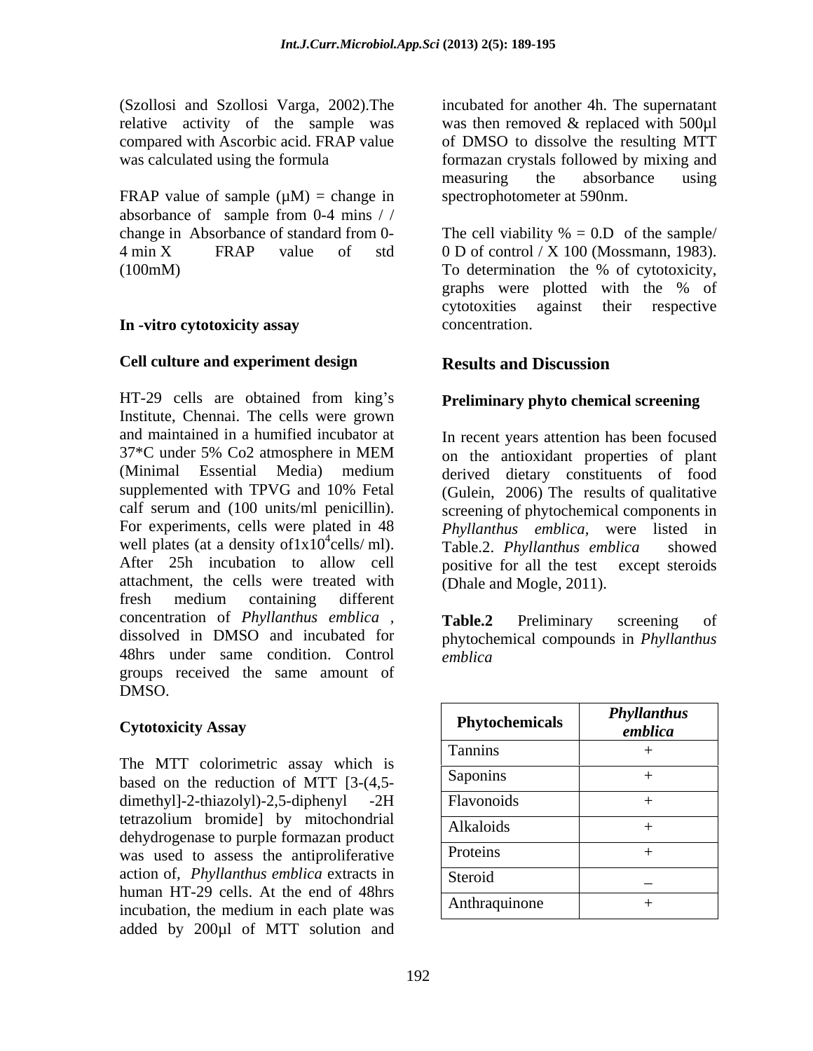(Szollosi and Szollosi Varga, 2002).The relative activity of the sample was compared with Ascorbic acid. FRAP value was calculated using the formula

FRAP value of sample (µM) = change in absorbance of sample from 0-4 mins / / change in Absorbance of standard from 0-4 min X FRAP value of std (100mM)

**In -vitro cytotoxicity assay**

**Cell culture and experiment design**

HT-29 cells are obtained from king's Institute, Chennai. The cells were grown and maintained in a humified incubator at 37*C under 5% Co2 atmosphere in MEM (Minimal Essential Media) medium supplemented with TPVG and 10% Fetal calf serum and (100 units/ml penicillin). For experiments, cells were plated in 48 well plates (at a density of$1x10^4$cells/ ml). After 25h incubation to allow cell attachment, the cells were treated with fresh medium containing different concentration of *Phyllanthus emblica* , dissolved in DMSO and incubated for 48hrs under same condition. Control groups received the same amount of DMSO.

**Cytotoxicity Assay**

The MTT colorimetric assay which is based on the reduction of MTT [3-(4,5-dimethyl]-2-thiazolyl)-2,5-diphenyl -2H tetrazolium bromide] by mitochondrial dehydrogenase to purple formazan product was used to assess the antiproliferative action of, *Phyllanthus emblica* extracts in human HT-29 cells. At the end of 48hrs incubation, the medium in each plate was added by 200µl of MTT solution and incubated for another 4h. The supernatant was then removed & replaced with 500µl of DMSO to dissolve the resulting MTT formazan crystals followed by mixing and measuring the absorbance using spectrophotometer at 590nm.

The cell viability % = 0.D of the sample/ 0 D of control / X 100 (Mossmann, 1983). To determination the % of cytotoxicity, graphs were plotted with the % of cytotoxities against their respective concentration.

## Results and Discussion

**Preliminary phyto chemical screening**

In recent years attention has been focused on the antioxidant properties of plant derived dietary constituents of food (Gulein, 2006) The results of qualitative screening of phytochemical components in *Phyllanthus emblica,* were listed in Table.2. *Phyllanthus emblica* showed positive for all the test except steroids (Dhale and Mogle, 2011).

**Table.2** Preliminary screening of phytochemical compounds in *Phyllanthus emblica*

| Phytochemicals | *Phyllanthus emblica* |
|---|---|
| Tannins | + |
| Saponins | + |
| Flavonoids | + |
| Alkaloids | + |
| Proteins | + |
| Steroid | – |
| Anthraquinone | + |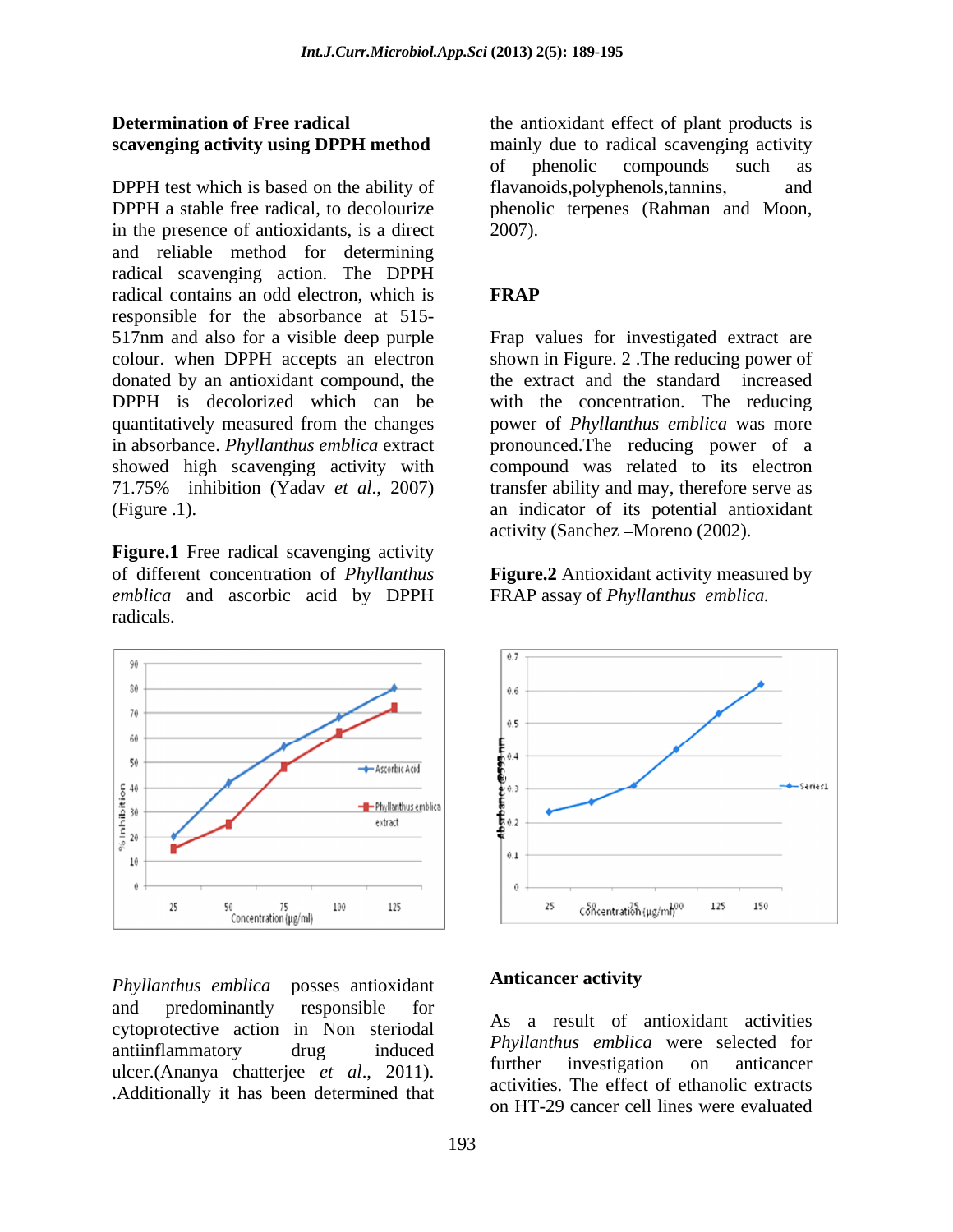## Determination of Free radical scavenging activity using DPPH method

DPPH test which is based on the ability of DPPH a stable free radical, to decolourize in the presence of antioxidants, is a direct and reliable method for determining radical scavenging action. The DPPH radical contains an odd electron, which is responsible for the absorbance at 515-517nm and also for a visible deep purple colour. when DPPH accepts an electron donated by an antioxidant compound, the DPPH is decolorized which can be quantitatively measured from the changes in absorbance. *Phyllanthus emblica* extract showed high scavenging activity with 71.75% inhibition (Yadav *et al.*, 2007) (Figure .1).

**Figure.1** Free radical scavenging activity of different concentration of *Phyllanthus emblica* and ascorbic acid by DPPH radicals.

90
80
70
60
50
40
30
20
10
0
% inhibition
25 50 75 100 125
Concentration (µg/ml)
Ascorbic Acid
Phyllanthus emblica extract

*Phyllanthus emblica* posses antioxidant and predominantly responsible for cytoprotective action in Non steriodal antiinflammatory drug induced ulcer.(Ananya chatterjee *et al.*, 2011). .Additionally it has been determined that the antioxidant effect of plant products is mainly due to radical scavenging activity of phenolic compounds such as flavanoids,polyphenols,tannins, and phenolic terpenes (Rahman and Moon, 2007).

## FRAP

Frap values for investigated extract are shown in Figure. 2 .The reducing power of the extract and the standard increased with the concentration. The reducing power of *Phyllanthus emblica* was more pronounced.The reducing power of a compound was related to its electron transfer ability and may, therefore serve as an indicator of its potential antioxidant activity (Sanchez –Moreno (2002).

**Figure.2** Antioxidant activity measured by FRAP assay of *Phyllanthus emblica.*

0.7
0.6
0.5
0.4
0.3
0.2
0.1
0
Absorbance @593 nm
25 50 75 100 125 150
Concentration (µg/ml)
Series1

## Anticancer activity

As a result of antioxidant activities *Phyllanthus emblica* were selected for further investigation on anticancer activities. The effect of ethanolic extracts on HT-29 cancer cell lines were evaluated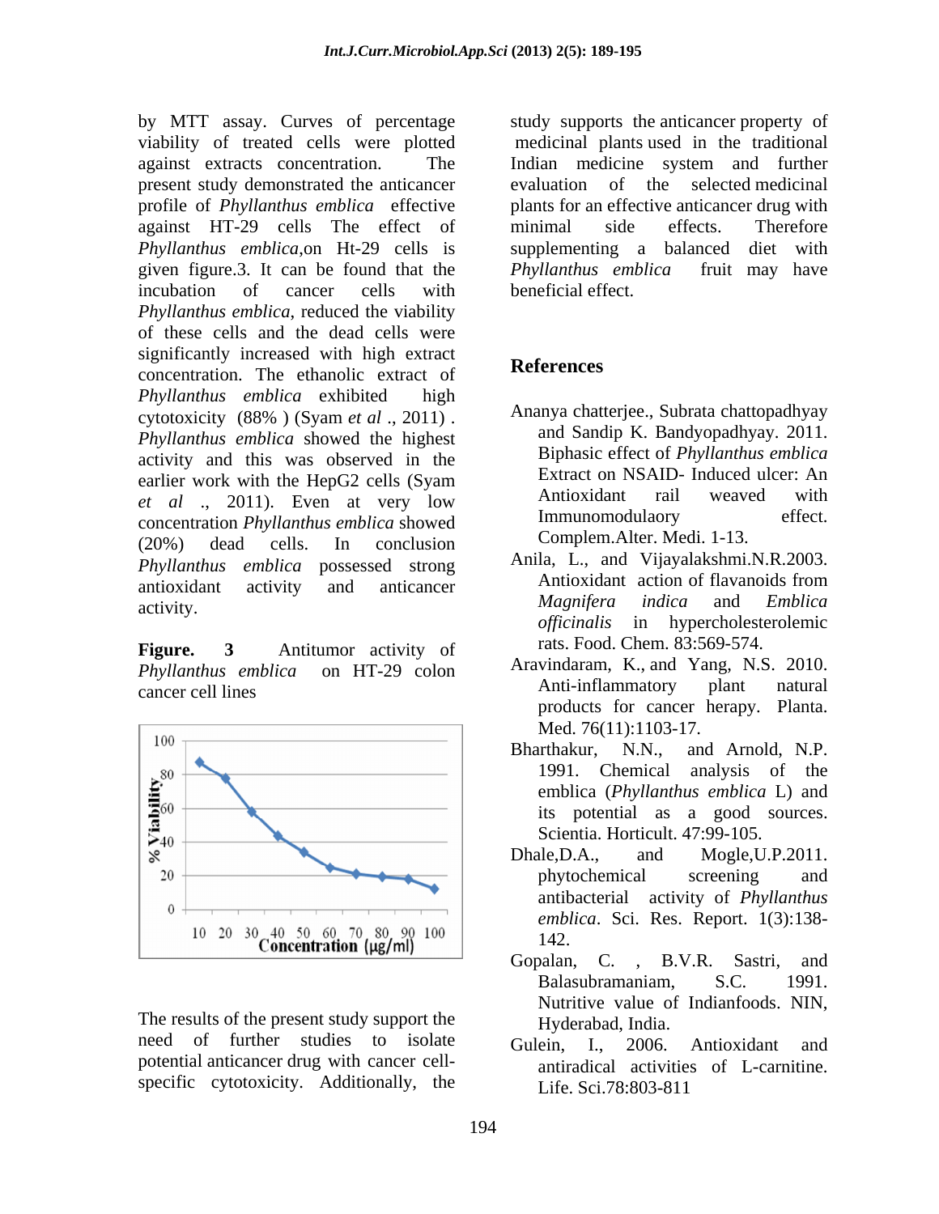by MTT assay. Curves of percentage viability of treated cells were plotted against extracts concentration. The present study demonstrated the anticancer profile of *Phyllanthus emblica* effective against HT-29 cells The effect of *Phyllanthus emblica*,on Ht-29 cells is given figure.3. It can be found that the incubation of cancer cells with *Phyllanthus emblica*, reduced the viability of these cells and the dead cells were significantly increased with high extract concentration. The ethanolic extract of *Phyllanthus emblica* exhibited high cytotoxicity (88% ) (Syam *et al* ., 2011) . *Phyllanthus emblica* showed the highest activity and this was observed in the earlier work with the HepG2 cells (Syam *et al* ., 2011). Even at very low concentration *Phyllanthus emblica* showed (20%) dead cells. In conclusion *Phyllanthus emblica* possessed strong antioxidant activity and anticancer activity.

**Figure. 3** Antitumor activity of *Phyllanthus emblica* on HT-29 colon cancer cell lines

% Viability
100
80
60
40
20
0
10 20 30 40 50 60 70 80 90 100
Concentration (µg/ml)

The results of the present study support the need of further studies to isolate potential anticancer drug with cancer cell-specific cytotoxicity. Additionally, the study supports the anticancer property of medicinal plants used in the traditional Indian medicine system and further evaluation of the selected medicinal plants for an effective anticancer drug with minimal side effects. Therefore supplementing a balanced diet with *Phyllanthus emblica* fruit may have beneficial effect.

## References

Ananya chatterjee., Subrata chattopadhyay and Sandip K. Bandyopadhyay. 2011. Biphasic effect of *Phyllanthus emblica* Extract on NSAID- Induced ulcer: An Antioxidant rail weaved with Immunomodulaory effect. Complem.Alter. Medi. 1-13.

Anila, L., and Vijayalakshmi.N.R.2003. Antioxidant action of flavanoids from *Magnifera indica* and *Emblica officinalis* in hypercholesterolemic rats. Food. Chem. 83:569-574.

Aravindaram, K., and Yang, N.S. 2010. Anti-inflammatory plant natural products for cancer herapy. Planta. Med. 76(11):1103-17.

Bharthakur, N.N., and Arnold, N.P. 1991. Chemical analysis of the emblica (*Phyllanthus emblica* L) and its potential as a good sources. Scientia. Horticult. 47:99-105.

Dhale,D.A., and Mogle,U.P.2011. phytochemical screening and antibacterial activity of *Phyllanthus emblica*. Sci. Res. Report. 1(3):138-142.

Gopalan, C. , B.V.R. Sastri, and Balasubramaniam, S.C. 1991. Nutritive value of Indianfoods. NIN, Hyderabad, India.

Gulein, I., 2006. Antioxidant and antiradical activities of L-carnitine. Life. Sci.78:803-811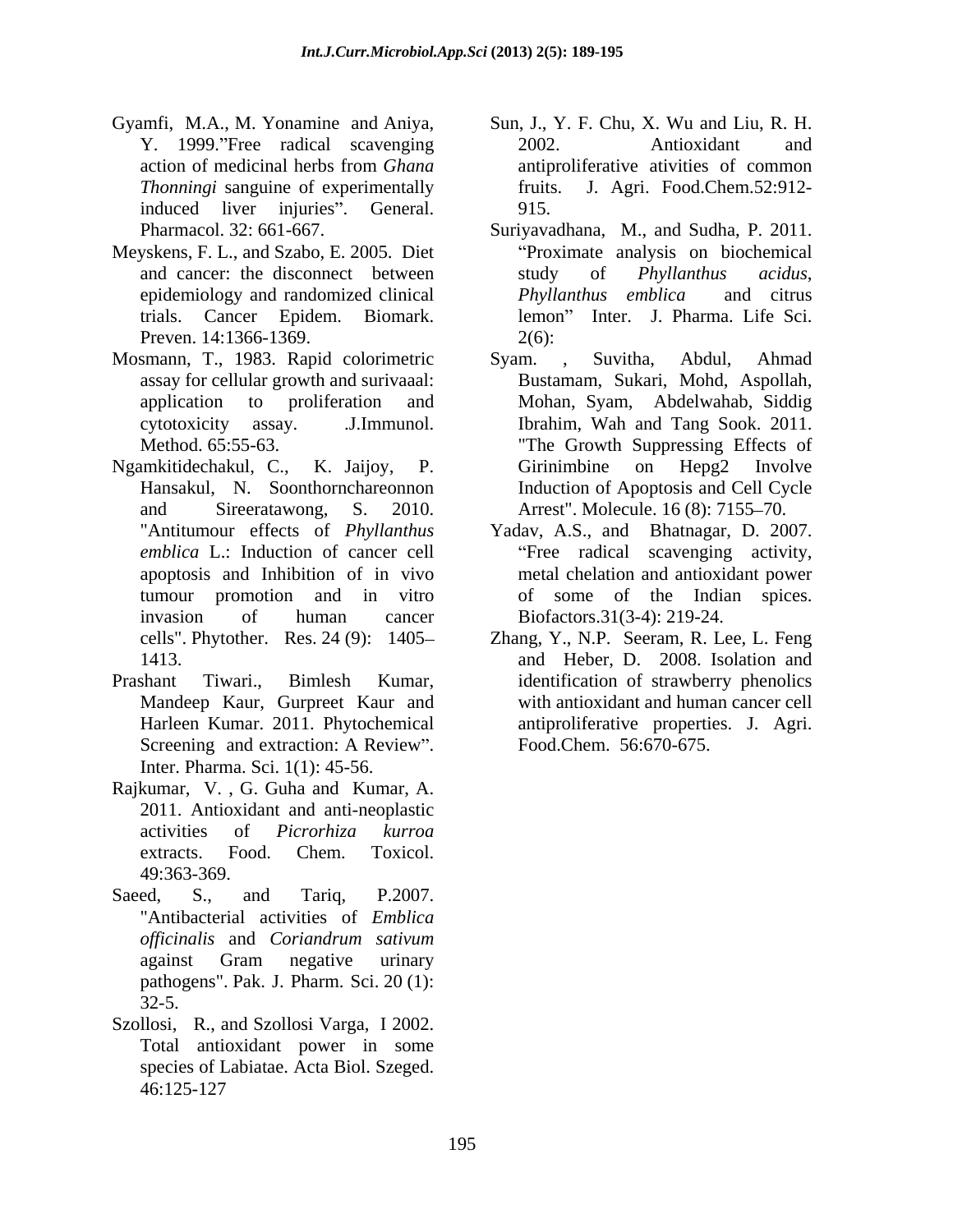Gyamfi, M.A., M. Yonamine and Aniya, Y. 1999."Free radical scavenging action of medicinal herbs from *Ghana Thonningi* sanguine of experimentally induced liver injuries". General. Pharmacol. 32: 661-667.

Meyskens, F. L., and Szabo, E. 2005. Diet and cancer: the disconnect between epidemiology and randomized clinical trials. Cancer Epidem. Biomark. Preven. 14:1366-1369.

Mosmann, T., 1983. Rapid colorimetric assay for cellular growth and surivaaal: application to proliferation and cytotoxicity assay. .J.Immunol. Method. 65:55-63.

Ngamkitidechakul, C., K. Jaijoy, P. Hansakul, N. Soonthornchareonnon and Sireeratawong, S. 2010. "Antitumour effects of *Phyllanthus emblica* L.: Induction of cancer cell apoptosis and Inhibition of in vivo tumour promotion and in vitro invasion of human cancer cells". Phytother. Res. 24 (9): 1405–1413.

Prashant Tiwari., Bimlesh Kumar, Mandeep Kaur, Gurpreet Kaur and Harleen Kumar. 2011. Phytochemical Screening and extraction: A Review". Inter. Pharma. Sci. 1(1): 45-56.

Rajkumar, V. , G. Guha and Kumar, A. 2011. Antioxidant and anti-neoplastic activities of *Picrorhiza kurroa* extracts. Food. Chem. Toxicol. 49:363-369.

Saeed, S., and Tariq, P.2007. "Antibacterial activities of *Emblica officinalis* and *Coriandrum sativum* against Gram negative urinary pathogens". Pak. J. Pharm. Sci. 20 (1): 32-5.

Szollosi, R., and Szollosi Varga, I 2002. Total antioxidant power in some species of Labiatae. Acta Biol. Szeged. 46:125-127

Sun, J., Y. F. Chu, X. Wu and Liu, R. H. 2002. Antioxidant and antiproliferative ativities of common fruits. J. Agri. Food.Chem.52:912-915.

Suriyavadhana, M., and Sudha, P. 2011. "Proximate analysis on biochemical study of *Phyllanthus acidus*, *Phyllanthus emblica* and citrus lemon" Inter. J. Pharma. Life Sci. 2(6):

Syam. , Suvitha, Abdul, Ahmad Bustamam, Sukari, Mohd, Aspollah, Mohan, Syam, Abdelwahab, Siddig Ibrahim, Wah and Tang Sook. 2011. "The Growth Suppressing Effects of Girinimbine on Hepg2 Involve Induction of Apoptosis and Cell Cycle Arrest". Molecule. 16 (8): 7155–70.

Yadav, A.S., and Bhatnagar, D. 2007. "Free radical scavenging activity, metal chelation and antioxidant power of some of the Indian spices. Biofactors.31(3-4): 219-24.

Zhang, Y., N.P. Seeram, R. Lee, L. Feng and Heber, D. 2008. Isolation and identification of strawberry phenolics with antioxidant and human cancer cell antiproliferative properties. J. Agri. Food.Chem. 56:670-675.